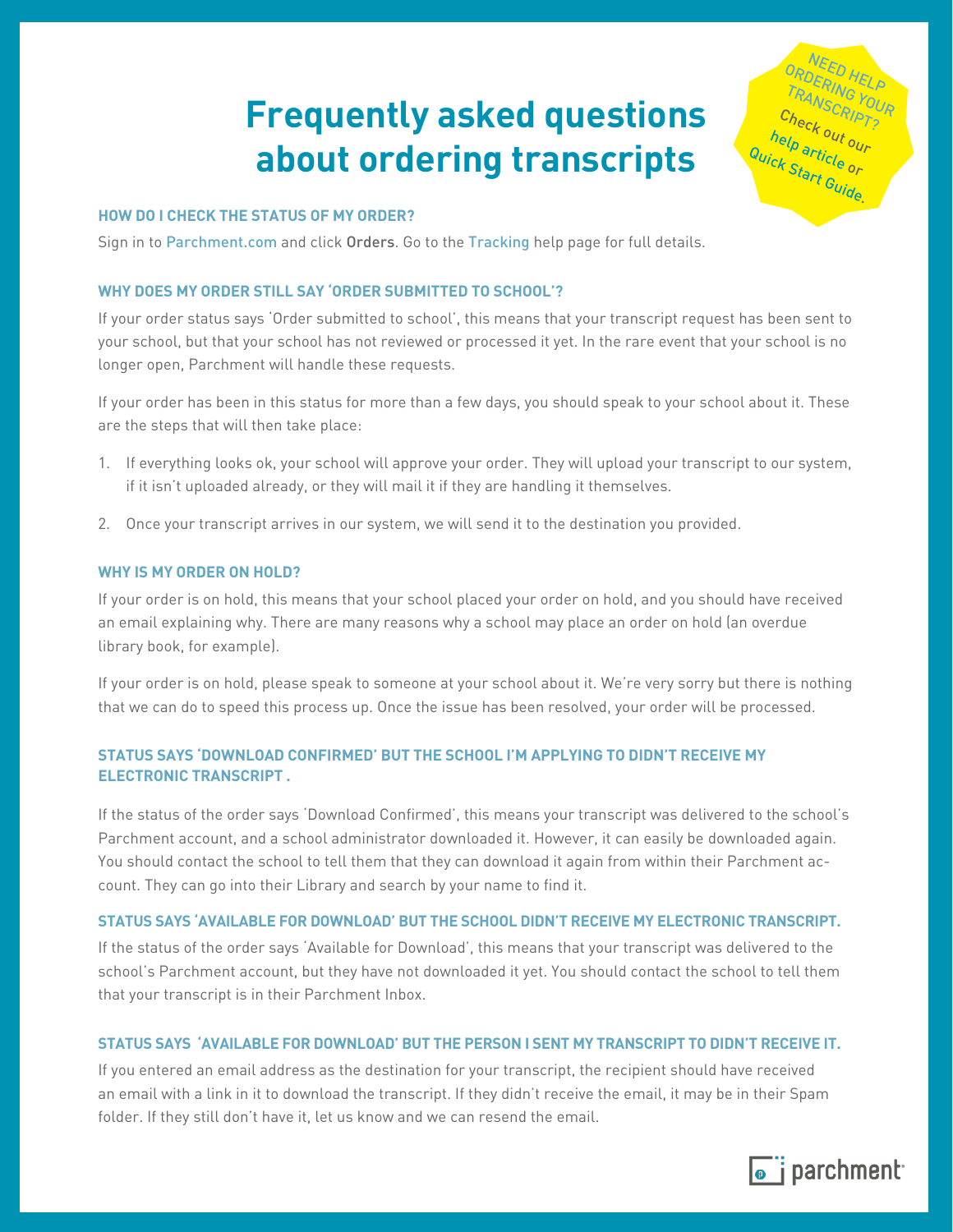# Frequently asked questions about ordering transcripts

NEED HELP ORDERING YOUR TRANSCRIPT? Check out our help article or Quick Start Guide.

### HOW DO I CHECK THE STATUS OF MY ORDER?

Sign in to Parchment.com and click Orders. Go to the Tracking help page for full details.

### WHY DOES MY ORDER STILL SAY 'ORDER SUBMITTED TO SCHOOL'?

If your order status says 'Order submitted to school', this means that your transcript request has been sent to your school, but that your school has not reviewed or processed it yet. In the rare event that your school is no longer open, Parchment will handle these requests.

If your order has been in this status for more than a few days, you should speak to your school about it. These are the steps that will then take place:

1. If everything looks ok, your school will approve your order. They will upload your transcript to our system, if it isn't uploaded already, or they will mail it if they are handling it themselves.
2. Once your transcript arrives in our system, we will send it to the destination you provided.

### WHY IS MY ORDER ON HOLD?

If your order is on hold, this means that your school placed your order on hold, and you should have received an email explaining why. There are many reasons why a school may place an order on hold (an overdue library book, for example).

If your order is on hold, please speak to someone at your school about it. We're very sorry but there is nothing that we can do to speed this process up. Once the issue has been resolved, your order will be processed.

### STATUS SAYS 'DOWNLOAD CONFIRMED' BUT THE SCHOOL I'M APPLYING TO DIDN'T RECEIVE MY ELECTRONIC TRANSCRIPT .

If the status of the order says 'Download Confirmed', this means your transcript was delivered to the school's Parchment account, and a school administrator downloaded it. However, it can easily be downloaded again. You should contact the school to tell them that they can download it again from within their Parchment account. They can go into their Library and search by your name to find it.

### STATUS SAYS 'AVAILABLE FOR DOWNLOAD' BUT THE SCHOOL DIDN'T RECEIVE MY ELECTRONIC TRANSCRIPT.

If the status of the order says 'Available for Download', this means that your transcript was delivered to the school's Parchment account, but they have not downloaded it yet. You should contact the school to tell them that your transcript is in their Parchment Inbox.

### STATUS SAYS 'AVAILABLE FOR DOWNLOAD' BUT THE PERSON I SENT MY TRANSCRIPT TO DIDN'T RECEIVE IT.

If you entered an email address as the destination for your transcript, the recipient should have received an email with a link in it to download the transcript. If they didn't receive the email, it may be in their Spam folder. If they still don't have it, let us know and we can resend the email.

parchment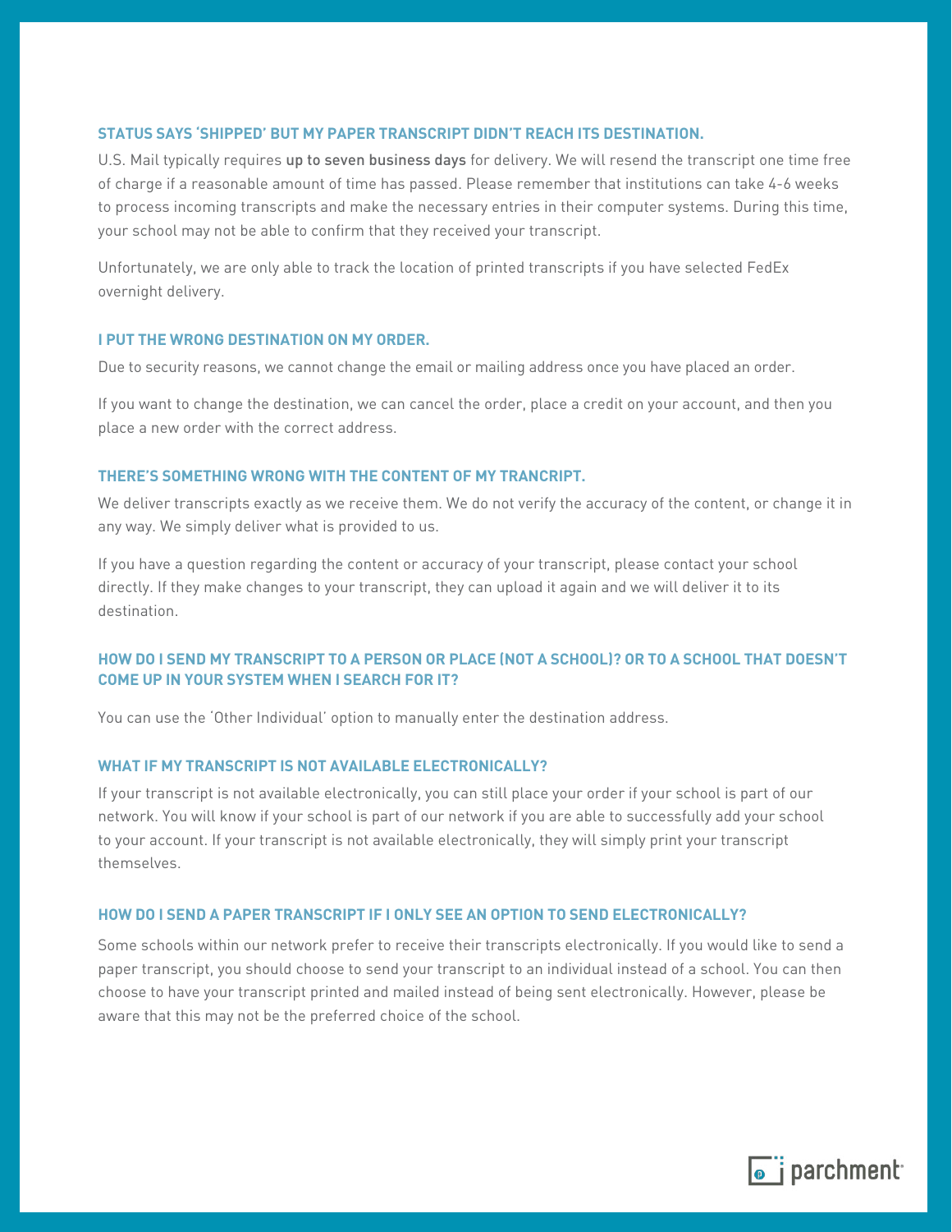### STATUS SAYS 'SHIPPED' BUT MY PAPER TRANSCRIPT DIDN'T REACH ITS DESTINATION.

U.S. Mail typically requires up to seven business days for delivery. We will resend the transcript one time free of charge if a reasonable amount of time has passed. Please remember that institutions can take 4-6 weeks to process incoming transcripts and make the necessary entries in their computer systems. During this time, your school may not be able to confirm that they received your transcript.

Unfortunately, we are only able to track the location of printed transcripts if you have selected FedEx overnight delivery.

### I PUT THE WRONG DESTINATION ON MY ORDER.

Due to security reasons, we cannot change the email or mailing address once you have placed an order.

If you want to change the destination, we can cancel the order, place a credit on your account, and then you place a new order with the correct address.

### THERE'S SOMETHING WRONG WITH THE CONTENT OF MY TRANCRIPT.

We deliver transcripts exactly as we receive them. We do not verify the accuracy of the content, or change it in any way. We simply deliver what is provided to us.

If you have a question regarding the content or accuracy of your transcript, please contact your school directly. If they make changes to your transcript, they can upload it again and we will deliver it to its destination.

### HOW DO I SEND MY TRANSCRIPT TO A PERSON OR PLACE (NOT A SCHOOL)? OR TO A SCHOOL THAT DOESN'T COME UP IN YOUR SYSTEM WHEN I SEARCH FOR IT?

You can use the 'Other Individual' option to manually enter the destination address.

### WHAT IF MY TRANSCRIPT IS NOT AVAILABLE ELECTRONICALLY?

If your transcript is not available electronically, you can still place your order if your school is part of our network. You will know if your school is part of our network if you are able to successfully add your school to your account. If your transcript is not available electronically, they will simply print your transcript themselves.

### HOW DO I SEND A PAPER TRANSCRIPT IF I ONLY SEE AN OPTION TO SEND ELECTRONICALLY?

Some schools within our network prefer to receive their transcripts electronically. If you would like to send a paper transcript, you should choose to send your transcript to an individual instead of a school. You can then choose to have your transcript printed and mailed instead of being sent electronically. However, please be aware that this may not be the preferred choice of the school.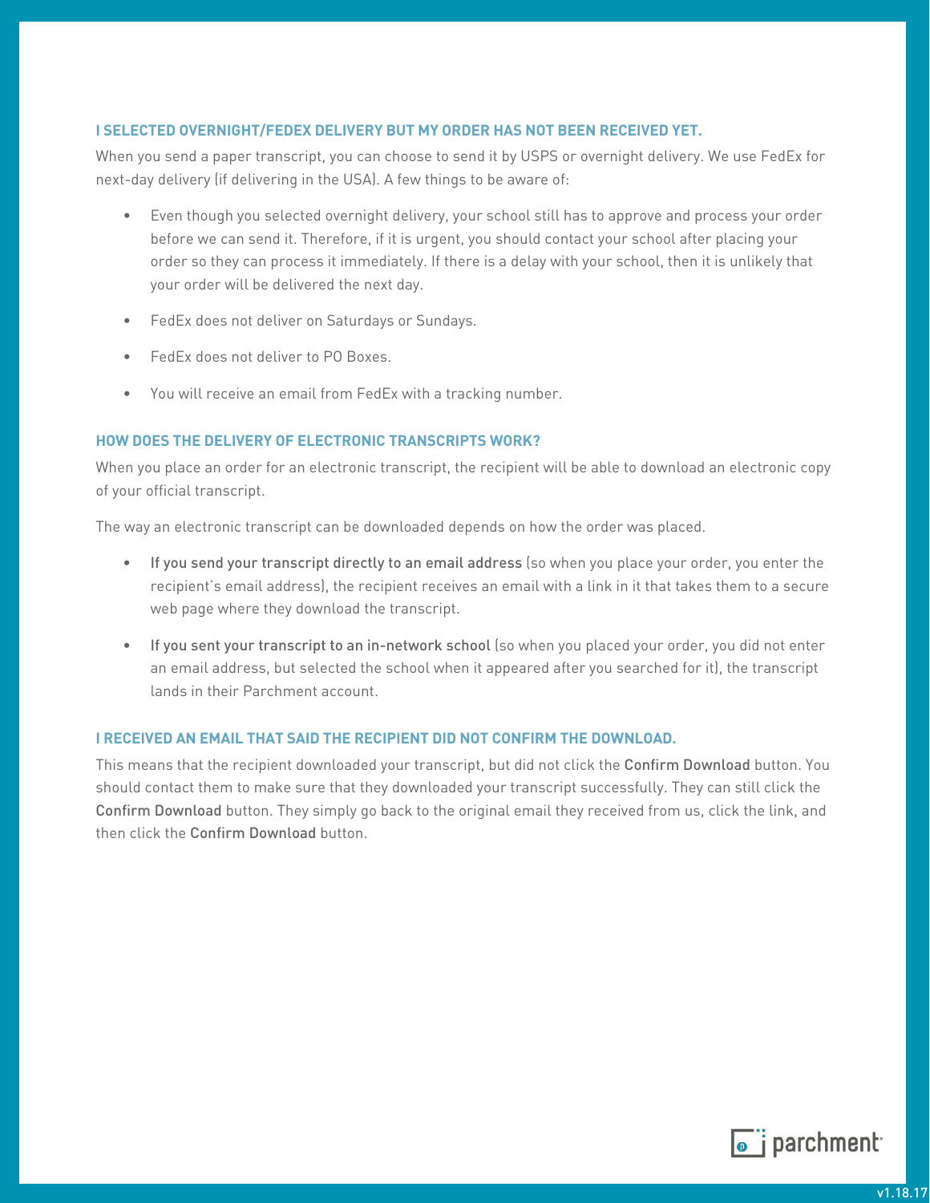### I SELECTED OVERNIGHT/FEDEX DELIVERY BUT MY ORDER HAS NOT BEEN RECEIVED YET.

When you send a paper transcript, you can choose to send it by USPS or overnight delivery. We use FedEx for next-day delivery (if delivering in the USA). A few things to be aware of:

- Even though you selected overnight delivery, your school still has to approve and process your order before we can send it. Therefore, if it is urgent, you should contact your school after placing your order so they can process it immediately. If there is a delay with your school, then it is unlikely that your order will be delivered the next day.
- FedEx does not deliver on Saturdays or Sundays.
- FedEx does not deliver to PO Boxes.
- You will receive an email from FedEx with a tracking number.

### HOW DOES THE DELIVERY OF ELECTRONIC TRANSCRIPTS WORK?

When you place an order for an electronic transcript, the recipient will be able to download an electronic copy of your official transcript.

The way an electronic transcript can be downloaded depends on how the order was placed.

- **If you send your transcript directly to an email address** (so when you place your order, you enter the recipient's email address), the recipient receives an email with a link in it that takes them to a secure web page where they download the transcript.
- **If you sent your transcript to an in-network school** (so when you placed your order, you did not enter an email address, but selected the school when it appeared after you searched for it), the transcript lands in their Parchment account.

### I RECEIVED AN EMAIL THAT SAID THE RECIPIENT DID NOT CONFIRM THE DOWNLOAD.

This means that the recipient downloaded your transcript, but did not click the **Confirm Download** button. You should contact them to make sure that they downloaded your transcript successfully. They can still click the **Confirm Download** button. They simply go back to the original email they received from us, click the link, and then click the **Confirm Download** button.